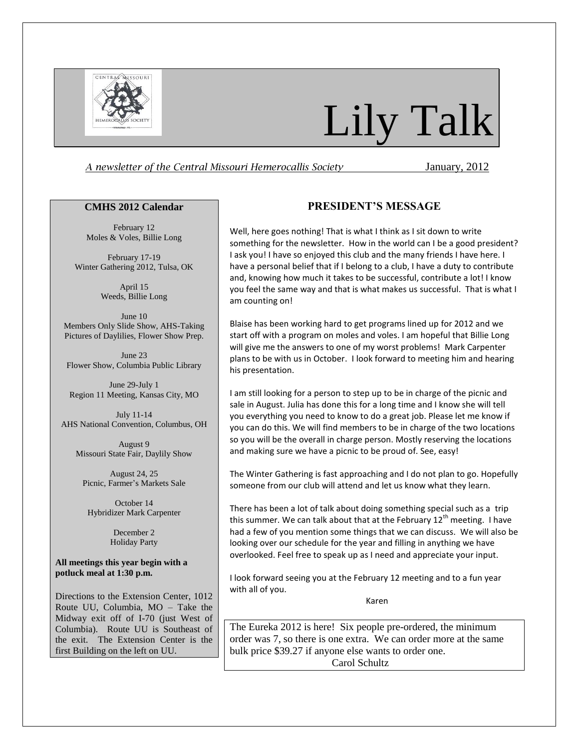# Lily Talk

*A newsletter of the Central Missouri Hemerocallis Society* January, 2012

## CMHS 2012 Calendar

February 12
Moles & Voles, Billie Long

February 17-19
Winter Gathering 2012, Tulsa, OK

April 15
Weeds, Billie Long

June 10
Members Only Slide Show, AHS-Taking Pictures of Daylilies, Flower Show Prep.

June 23
Flower Show, Columbia Public Library

June 29-July 1
Region 11 Meeting, Kansas City, MO

July 11-14
AHS National Convention, Columbus, OH

August 9
Missouri State Fair, Daylily Show

August 24, 25
Picnic, Farmer's Markets Sale

October 14
Hybridizer Mark Carpenter

December 2
Holiday Party

**All meetings this year begin with a potluck meal at 1:30 p.m.**

Directions to the Extension Center, 1012 Route UU, Columbia, MO – Take the Midway exit off of I-70 (just West of Columbia). Route UU is Southeast of the exit. The Extension Center is the first Building on the left on UU.

## PRESIDENT'S MESSAGE

Well, here goes nothing! That is what I think as I sit down to write something for the newsletter. How in the world can I be a good president? I ask you! I have so enjoyed this club and the many friends I have here. I have a personal belief that if I belong to a club, I have a duty to contribute and, knowing how much it takes to be successful, contribute a lot! I know you feel the same way and that is what makes us successful. That is what I am counting on!

Blaise has been working hard to get programs lined up for 2012 and we start off with a program on moles and voles. I am hopeful that Billie Long will give me the answers to one of my worst problems! Mark Carpenter plans to be with us in October. I look forward to meeting him and hearing his presentation.

I am still looking for a person to step up to be in charge of the picnic and sale in August. Julia has done this for a long time and I know she will tell you everything you need to know to do a great job. Please let me know if you can do this. We will find members to be in charge of the two locations so you will be the overall in charge person. Mostly reserving the locations and making sure we have a picnic to be proud of. See, easy!

The Winter Gathering is fast approaching and I do not plan to go. Hopefully someone from our club will attend and let us know what they learn.

There has been a lot of talk about doing something special such as a trip this summer. We can talk about that at the February 12th meeting. I have had a few of you mention some things that we can discuss. We will also be looking over our schedule for the year and filling in anything we have overlooked. Feel free to speak up as I need and appreciate your input.

I look forward seeing you at the February 12 meeting and to a fun year with all of you.

Karen

---

The Eureka 2012 is here! Six people pre-ordered, the minimum order was 7, so there is one extra. We can order more at the same bulk price $39.27 if anyone else wants to order one.

Carol Schultz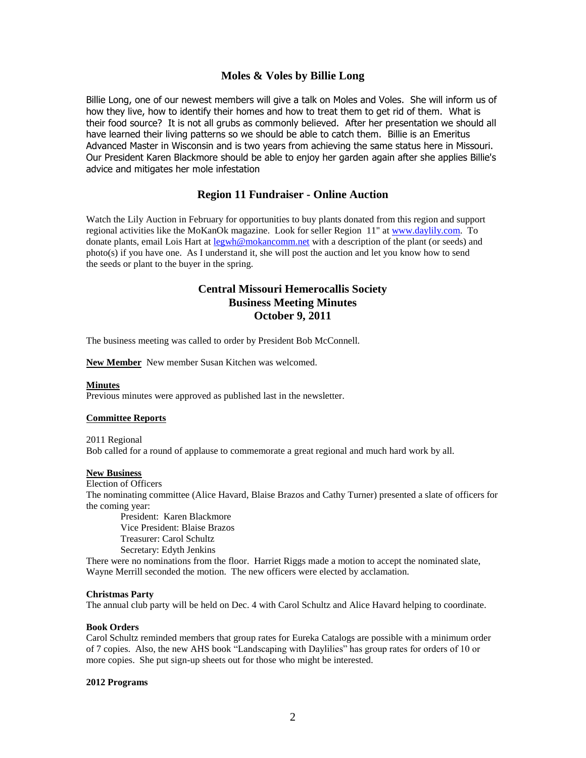## Moles & Voles by Billie Long

Billie Long, one of our newest members will give a talk on Moles and Voles. She will inform us of how they live, how to identify their homes and how to treat them to get rid of them. What is their food source? It is not all grubs as commonly believed. After her presentation we should all have learned their living patterns so we should be able to catch them. Billie is an Emeritus Advanced Master in Wisconsin and is two years from achieving the same status here in Missouri. Our President Karen Blackmore should be able to enjoy her garden again after she applies Billie's advice and mitigates her mole infestation

## Region 11 Fundraiser - Online Auction

Watch the Lily Auction in February for opportunities to buy plants donated from this region and support regional activities like the MoKanOk magazine. Look for seller Region 11" at www.daylily.com. To donate plants, email Lois Hart at legwh@mokancomm.net with a description of the plant (or seeds) and photo(s) if you have one. As I understand it, she will post the auction and let you know how to send the seeds or plant to the buyer in the spring.

## Central Missouri Hemerocallis Society
## Business Meeting Minutes
## October 9, 2011

The business meeting was called to order by President Bob McConnell.

**New Member** New member Susan Kitchen was welcomed.

**Minutes**
Previous minutes were approved as published last in the newsletter.

**Committee Reports**

2011 Regional
Bob called for a round of applause to commemorate a great regional and much hard work by all.

**New Business**
Election of Officers
The nominating committee (Alice Havard, Blaise Brazos and Cathy Turner) presented a slate of officers for the coming year:

President: Karen Blackmore
Vice President: Blaise Brazos
Treasurer: Carol Schultz
Secretary: Edyth Jenkins

There were no nominations from the floor. Harriet Riggs made a motion to accept the nominated slate, Wayne Merrill seconded the motion. The new officers were elected by acclamation.

**Christmas Party**
The annual club party will be held on Dec. 4 with Carol Schultz and Alice Havard helping to coordinate.

**Book Orders**
Carol Schultz reminded members that group rates for Eureka Catalogs are possible with a minimum order of 7 copies. Also, the new AHS book "Landscaping with Daylilies" has group rates for orders of 10 or more copies. She put sign-up sheets out for those who might be interested.

**2012 Programs**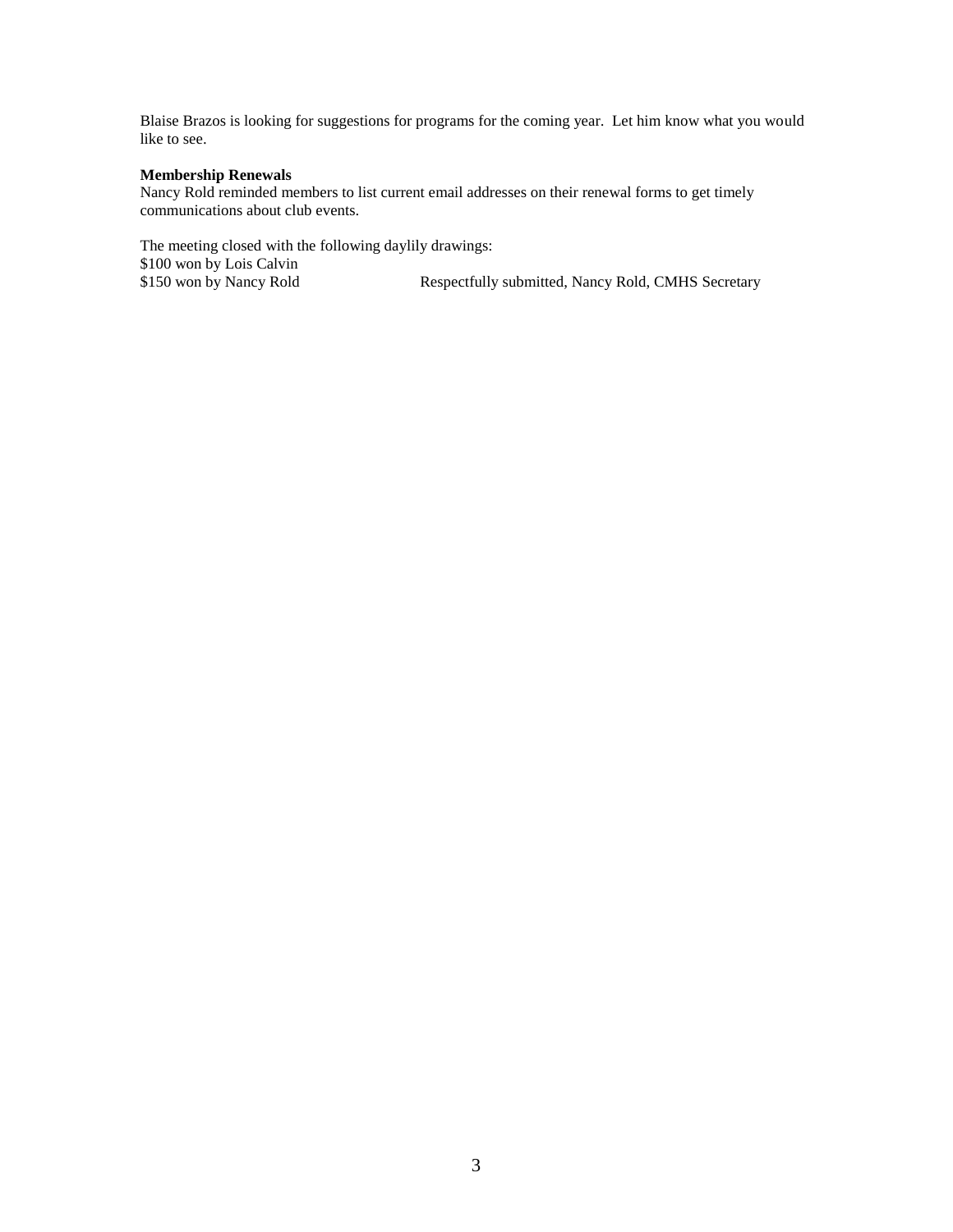Blaise Brazos is looking for suggestions for programs for the coming year. Let him know what you would like to see.

**Membership Renewals**
Nancy Rold reminded members to list current email addresses on their renewal forms to get timely communications about club events.

The meeting closed with the following daylily drawings:
$100 won by Lois Calvin
$150 won by Nancy Rold

Respectfully submitted, Nancy Rold, CMHS Secretary